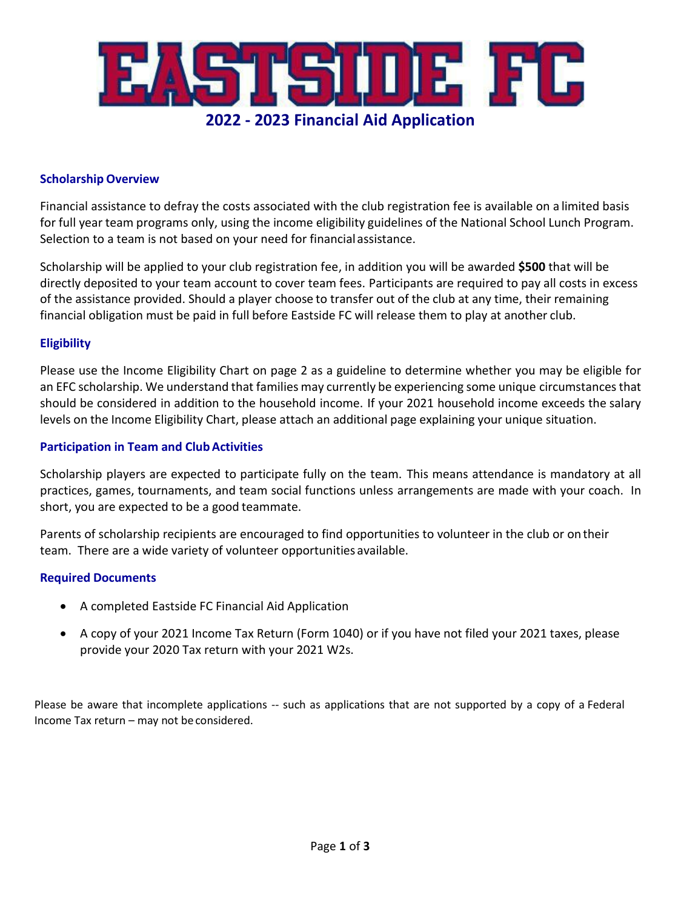# EASTSIDE FC

## 2022 - 2023 Financial Aid Application

### Scholarship Overview

Financial assistance to defray the costs associated with the club registration fee is available on a limited basis for full year team programs only, using the income eligibility guidelines of the National School Lunch Program. Selection to a team is not based on your need for financial assistance.

Scholarship will be applied to your club registration fee, in addition you will be awarded **$500** that will be directly deposited to your team account to cover team fees. Participants are required to pay all costs in excess of the assistance provided. Should a player choose to transfer out of the club at any time, their remaining financial obligation must be paid in full before Eastside FC will release them to play at another club.

### Eligibility

Please use the Income Eligibility Chart on page 2 as a guideline to determine whether you may be eligible for an EFC scholarship. We understand that families may currently be experiencing some unique circumstances that should be considered in addition to the household income. If your 2021 household income exceeds the salary levels on the Income Eligibility Chart, please attach an additional page explaining your unique situation.

### Participation in Team and Club Activities

Scholarship players are expected to participate fully on the team. This means attendance is mandatory at all practices, games, tournaments, and team social functions unless arrangements are made with your coach. In short, you are expected to be a good teammate.

Parents of scholarship recipients are encouraged to find opportunities to volunteer in the club or on their team. There are a wide variety of volunteer opportunities available.

### Required Documents

- A completed Eastside FC Financial Aid Application
- A copy of your 2021 Income Tax Return (Form 1040) or if you have not filed your 2021 taxes, please provide your 2020 Tax return with your 2021 W2s.

Please be aware that incomplete applications -- such as applications that are not supported by a copy of a Federal Income Tax return – may not be considered.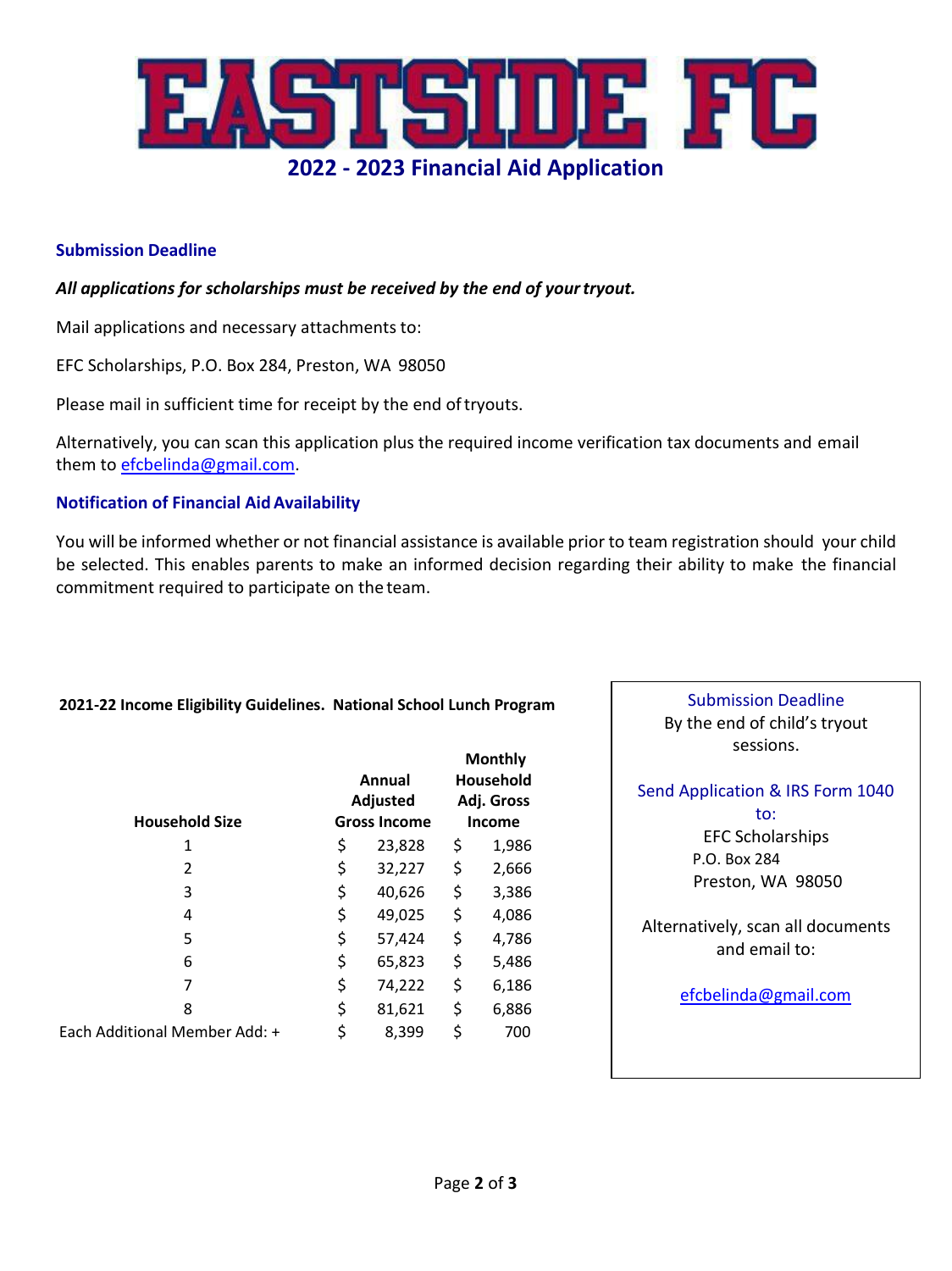# EASTSIDE FC

## 2022 - 2023 Financial Aid Application

### Submission Deadline

***All applications for scholarships must be received by the end of your tryout.***

Mail applications and necessary attachments to:

EFC Scholarships, P.O. Box 284, Preston, WA 98050

Please mail in sufficient time for receipt by the end of tryouts.

Alternatively, you can scan this application plus the required income verification tax documents and email them to efcbelinda@gmail.com.

### Notification of Financial Aid Availability

You will be informed whether or not financial assistance is available prior to team registration should your child be selected. This enables parents to make an informed decision regarding their ability to make the financial commitment required to participate on the team.

**2021-22 Income Eligibility Guidelines. National School Lunch Program**

| Household Size | Annual Adjusted Gross Income | Monthly Household Adj. Gross Income |
|---|---|---|
| 1 | $ 23,828 | $ 1,986 |
| 2 | $ 32,227 | $ 2,666 |
| 3 | $ 40,626 | $ 3,386 |
| 4 | $ 49,025 | $ 4,086 |
| 5 | $ 57,424 | $ 4,786 |
| 6 | $ 65,823 | $ 5,486 |
| 7 | $ 74,222 | $ 6,186 |
| 8 | $ 81,621 | $ 6,886 |
| Each Additional Member Add: + | $ 8,399 | $ 700 |

Submission Deadline
By the end of child's tryout sessions.

Send Application & IRS Form 1040 to:
EFC Scholarships
P.O. Box 284
Preston, WA 98050

Alternatively, scan all documents and email to:

efcbelinda@gmail.com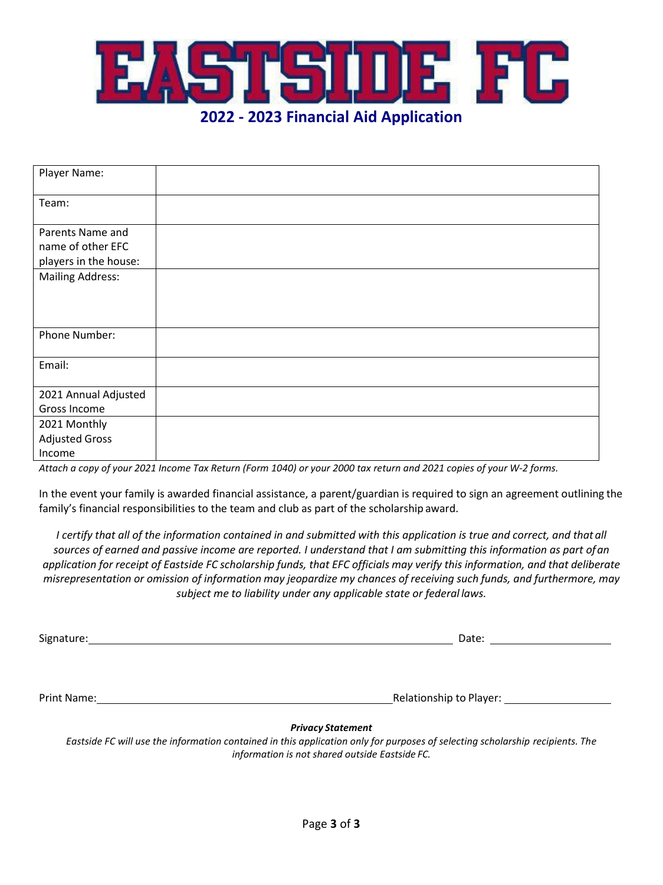# EASTSIDE FC

## 2022 - 2023 Financial Aid Application

| | |
|---|---|
| Player Name: | |
| Team: | |
| Parents Name and name of other EFC players in the house: | |
| Mailing Address: | |
| Phone Number: | |
| Email: | |
| 2021 Annual Adjusted Gross Income | |
| 2021 Monthly Adjusted Gross Income | |

*Attach a copy of your 2021 Income Tax Return (Form 1040) or your 2000 tax return and 2021 copies of your W-2 forms.*

In the event your family is awarded financial assistance, a parent/guardian is required to sign an agreement outlining the family's financial responsibilities to the team and club as part of the scholarship award.

*I certify that all of the information contained in and submitted with this application is true and correct, and that all sources of earned and passive income are reported. I understand that I am submitting this information as part of an application for receipt of Eastside FC scholarship funds, that EFC officials may verify this information, and that deliberate misrepresentation or omission of information may jeopardize my chances of receiving such funds, and furthermore, may subject me to liability under any applicable state or federal laws.*

Signature: ______________________________ Date: ______________

Print Name: ______________________________ Relationship to Player: ______________

***Privacy Statement***

*Eastside FC will use the information contained in this application only for purposes of selecting scholarship recipients. The information is not shared outside Eastside FC.*